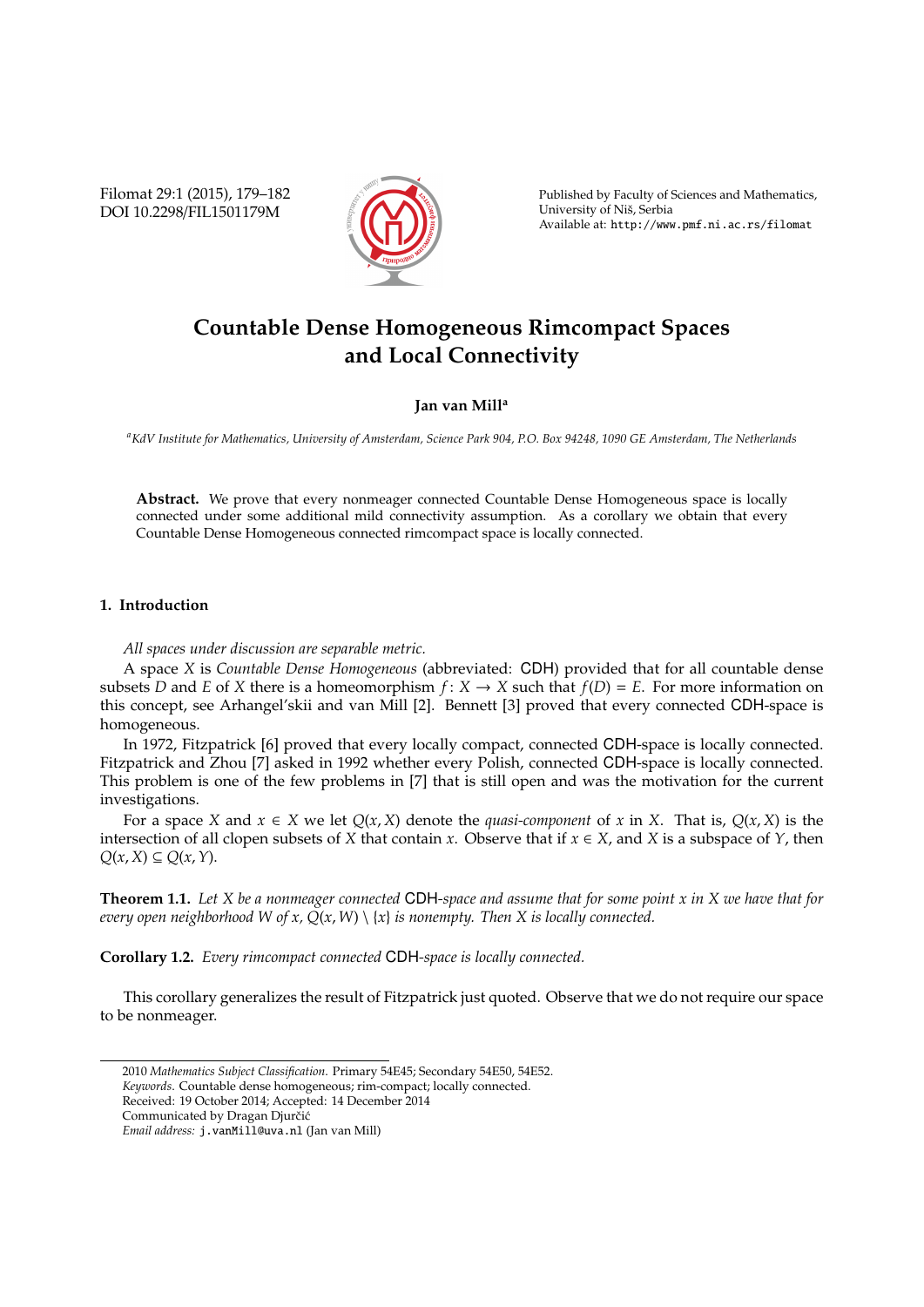# Countable Dense Homogeneous Rimcompact Spaces and Local Connectivity

**Jan van Mill**[a]

[a] *KdV Institute for Mathematics, University of Amsterdam, Science Park 904, P.O. Box 94248, 1090 GE Amsterdam, The Netherlands*

**Abstract.** We prove that every nonmeager connected Countable Dense Homogeneous space is locally connected under some additional mild connectivity assumption. As a corollary we obtain that every Countable Dense Homogeneous connected rimcompact space is locally connected.

## 1. Introduction

*All spaces under discussion are separable metric.*

A space $X$ is *Countable Dense Homogeneous* (abbreviated: CDH) provided that for all countable dense subsets $D$ and $E$ of $X$ there is a homeomorphism $f \colon X \to X$ such that $f(D) = E$. For more information on this concept, see Arhangel'skii and van Mill [2]. Bennett [3] proved that every connected CDH-space is homogeneous.

In 1972, Fitzpatrick [6] proved that every locally compact, connected CDH-space is locally connected. Fitzpatrick and Zhou [7] asked in 1992 whether every Polish, connected CDH-space is locally connected. This problem is one of the few problems in [7] that is still open and was the motivation for the current investigations.

For a space $X$ and $x \in X$ we let $Q(x, X)$ denote the *quasi-component* of $x$ in $X$. That is, $Q(x, X)$ is the intersection of all clopen subsets of $X$ that contain $x$. Observe that if $x \in X$, and $X$ is a subspace of $Y$, then $Q(x, X) \subseteq Q(x, Y)$.

**Theorem 1.1.** *Let $X$ be a nonmeager connected* CDH*-space and assume that for some point $x$ in $X$ we have that for every open neighborhood $W$ of $x$, $Q(x, W) \setminus \{x\}$ is nonempty. Then $X$ is locally connected.*

**Corollary 1.2.** *Every rimcompact connected* CDH*-space is locally connected.*

This corollary generalizes the result of Fitzpatrick just quoted. Observe that we do not require our space to be nonmeager.

---

2010 *Mathematics Subject Classification*. Primary 54E45; Secondary 54E50, 54E52.

*Keywords*. Countable dense homogeneous; rim-compact; locally connected.

Received: 19 October 2014; Accepted: 14 December 2014

Communicated by Dragan Djurčić

*Email address:* j.vanMill@uva.nl (Jan van Mill)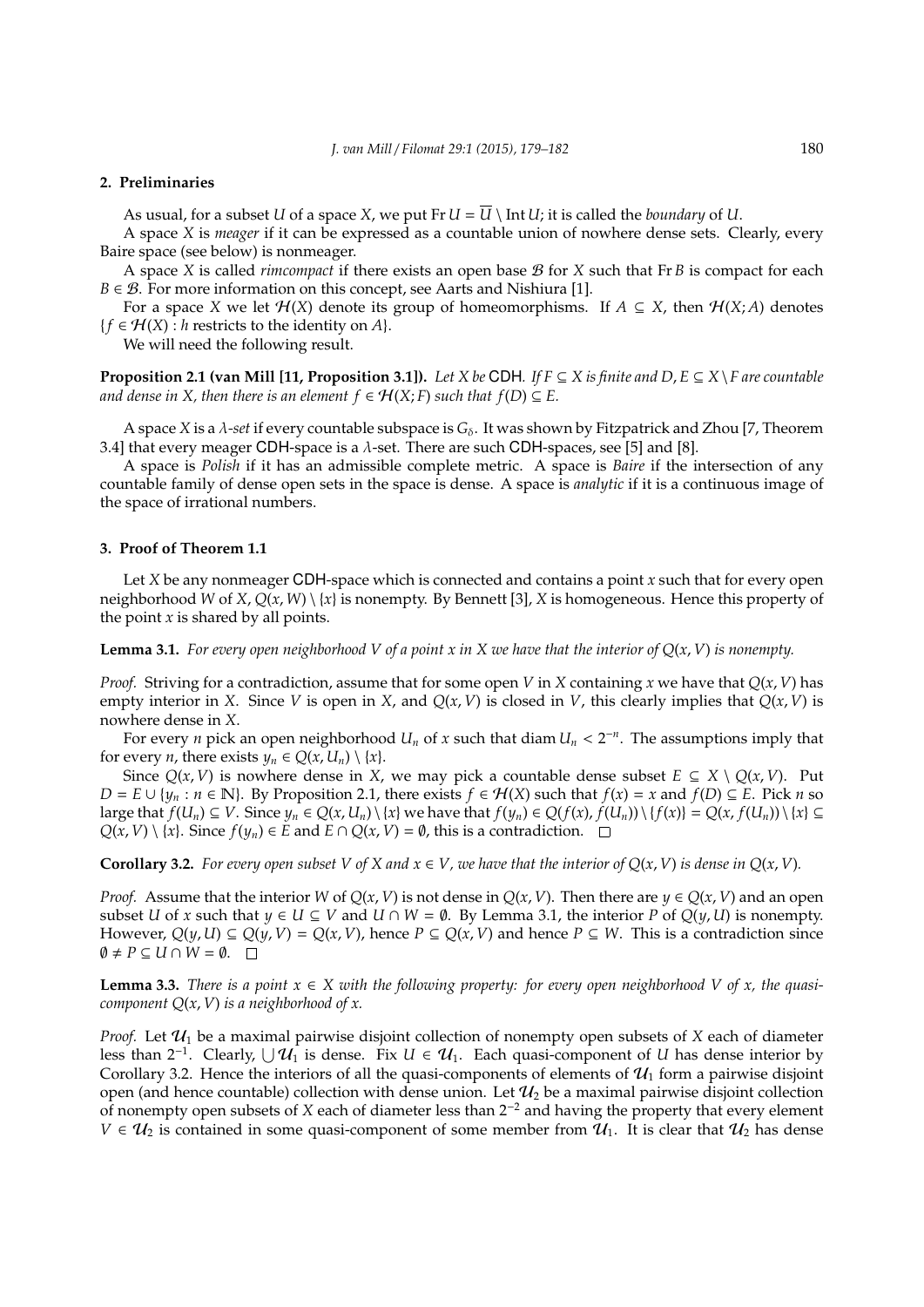## 2. Preliminaries

As usual, for a subset $U$ of a space $X$, we put $\operatorname{Fr} U = \overline{U} \setminus \operatorname{Int} U$; it is called the *boundary* of $U$.

A space $X$ is *meager* if it can be expressed as a countable union of nowhere dense sets. Clearly, every Baire space (see below) is nonmeager.

A space $X$ is called *rimcompact* if there exists an open base $\mathcal{B}$ for $X$ such that $\operatorname{Fr} B$ is compact for each $B \in \mathcal{B}$. For more information on this concept, see Aarts and Nishiura [1].

For a space $X$ we let $\mathcal{H}(X)$ denote its group of homeomorphisms. If $A \subseteq X$, then $\mathcal{H}(X; A)$ denotes $\{f \in \mathcal{H}(X) : h \text{ restricts to the identity on } A\}$.

We will need the following result.

**Proposition 2.1 (van Mill [11, Proposition 3.1]).** *Let $X$ be* CDH*. If $F \subseteq X$ is finite and $D, E \subseteq X \setminus F$ are countable and dense in $X$, then there is an element $f \in \mathcal{H}(X; F)$ such that $f(D) \subseteq E$.*

A space $X$ is a *$\lambda$-set* if every countable subspace is $G_\delta$. It was shown by Fitzpatrick and Zhou [7, Theorem 3.4] that every meager CDH-space is a $\lambda$-set. There are such CDH-spaces, see [5] and [8].

A space is *Polish* if it has an admissible complete metric. A space is *Baire* if the intersection of any countable family of dense open sets in the space is dense. A space is *analytic* if it is a continuous image of the space of irrational numbers.

## 3. Proof of Theorem 1.1

Let $X$ be any nonmeager CDH-space which is connected and contains a point $x$ such that for every open neighborhood $W$ of $X$, $Q(x, W) \setminus \{x\}$ is nonempty. By Bennett [3], $X$ is homogeneous. Hence this property of the point $x$ is shared by all points.

**Lemma 3.1.** *For every open neighborhood $V$ of a point $x$ in $X$ we have that the interior of $Q(x, V)$ is nonempty.*

*Proof.* Striving for a contradiction, assume that for some open $V$ in $X$ containing $x$ we have that $Q(x, V)$ has empty interior in $X$. Since $V$ is open in $X$, and $Q(x, V)$ is closed in $V$, this clearly implies that $Q(x, V)$ is nowhere dense in $X$.

For every $n$ pick an open neighborhood $U_n$ of $x$ such that $\operatorname{diam} U_n < 2^{-n}$. The assumptions imply that for every $n$, there exists $y_n \in Q(x, U_n) \setminus \{x\}$.

Since $Q(x, V)$ is nowhere dense in $X$, we may pick a countable dense subset $E \subseteq X \setminus Q(x, V)$. Put $D = E \cup \{y_n : n \in \mathbb{N}\}$. By Proposition 2.1, there exists $f \in \mathcal{H}(X)$ such that $f(x) = x$ and $f(D) \subseteq E$. Pick $n$ so large that $f(U_n) \subseteq V$. Since $y_n \in Q(x, U_n) \setminus \{x\}$ we have that $f(y_n) \in Q(f(x), f(U_n)) \setminus \{f(x)\} = Q(x, f(U_n)) \setminus \{x\} \subseteq Q(x, V) \setminus \{x\}$. Since $f(y_n) \in E$ and $E \cap Q(x, V) = \emptyset$, this is a contradiction. $\square$

**Corollary 3.2.** *For every open subset $V$ of $X$ and $x \in V$, we have that the interior of $Q(x, V)$ is dense in $Q(x, V)$.*

*Proof.* Assume that the interior $W$ of $Q(x, V)$ is not dense in $Q(x, V)$. Then there are $y \in Q(x, V)$ and an open subset $U$ of $x$ such that $y \in U \subseteq V$ and $U \cap W = \emptyset$. By Lemma 3.1, the interior $P$ of $Q(y, U)$ is nonempty. However, $Q(y, U) \subseteq Q(y, V) = Q(x, V)$, hence $P \subseteq Q(x, V)$ and hence $P \subseteq W$. This is a contradiction since $\emptyset \neq P \subseteq U \cap W = \emptyset$. $\square$

**Lemma 3.3.** *There is a point $x \in X$ with the following property: for every open neighborhood $V$ of $x$, the quasi-component $Q(x, V)$ is a neighborhood of $x$.*

*Proof.* Let $\mathcal{U}_1$ be a maximal pairwise disjoint collection of nonempty open subsets of $X$ each of diameter less than $2^{-1}$. Clearly, $\bigcup \mathcal{U}_1$ is dense. Fix $U \in \mathcal{U}_1$. Each quasi-component of $U$ has dense interior by Corollary 3.2. Hence the interiors of all the quasi-components of elements of $\mathcal{U}_1$ form a pairwise disjoint open (and hence countable) collection with dense union. Let $\mathcal{U}_2$ be a maximal pairwise disjoint collection of nonempty open subsets of $X$ each of diameter less than $2^{-2}$ and having the property that every element $V \in \mathcal{U}_2$ is contained in some quasi-component of some member from $\mathcal{U}_1$. It is clear that $\mathcal{U}_2$ has dense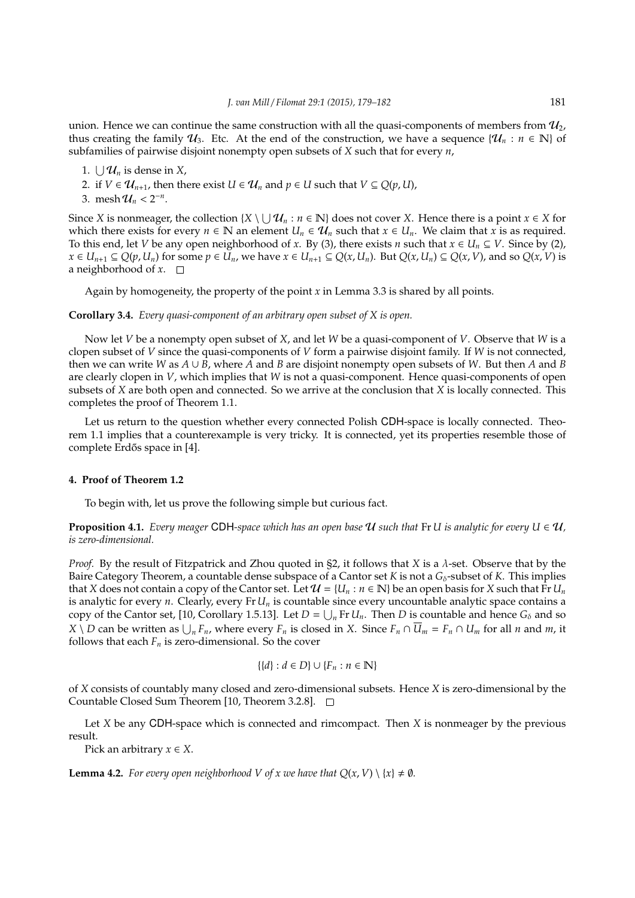union. Hence we can continue the same construction with all the quasi-components of members from $\mathcal{U}_2$, thus creating the family $\mathcal{U}_3$. Etc. At the end of the construction, we have a sequence $\{\mathcal{U}_n : n \in \mathbb{N}\}$ of subfamilies of pairwise disjoint nonempty open subsets of $X$ such that for every $n$,

1. $\bigcup \mathcal{U}_n$ is dense in $X$,
2. if $V \in \mathcal{U}_{n+1}$, then there exist $U \in \mathcal{U}_n$ and $p \in U$ such that $V \subseteq Q(p, U)$,
3. $\operatorname{mesh} \mathcal{U}_n < 2^{-n}$.

Since $X$ is nonmeager, the collection $\{X \setminus \bigcup \mathcal{U}_n : n \in \mathbb{N}\}$ does not cover $X$. Hence there is a point $x \in X$ for which there exists for every $n \in \mathbb{N}$ an element $U_n \in \mathcal{U}_n$ such that $x \in U_n$. We claim that $x$ is as required. To this end, let $V$ be any open neighborhood of $x$. By (3), there exists $n$ such that $x \in U_n \subseteq V$. Since by (2), $x \in U_{n+1} \subseteq Q(p, U_n)$ for some $p \in U_n$, we have $x \in U_{n+1} \subseteq Q(x, U_n)$. But $Q(x, U_n) \subseteq Q(x, V)$, and so $Q(x, V)$ is a neighborhood of $x$. $\square$

Again by homogeneity, the property of the point $x$ in Lemma 3.3 is shared by all points.

**Corollary 3.4.** *Every quasi-component of an arbitrary open subset of $X$ is open.*

Now let $V$ be a nonempty open subset of $X$, and let $W$ be a quasi-component of $V$. Observe that $W$ is a clopen subset of $V$ since the quasi-components of $V$ form a pairwise disjoint family. If $W$ is not connected, then we can write $W$ as $A \cup B$, where $A$ and $B$ are disjoint nonempty open subsets of $W$. But then $A$ and $B$ are clearly clopen in $V$, which implies that $W$ is not a quasi-component. Hence quasi-components of open subsets of $X$ are both open and connected. So we arrive at the conclusion that $X$ is locally connected. This completes the proof of Theorem 1.1.

Let us return to the question whether every connected Polish CDH-space is locally connected. Theorem 1.1 implies that a counterexample is very tricky. It is connected, yet its properties resemble those of complete Erdős space in [4].

## 4. Proof of Theorem 1.2

To begin with, let us prove the following simple but curious fact.

**Proposition 4.1.** *Every meager CDH-space which has an open base $\mathcal{U}$ such that $\operatorname{Fr} U$ is analytic for every $U \in \mathcal{U}$, is zero-dimensional.*

*Proof.* By the result of Fitzpatrick and Zhou quoted in §2, it follows that $X$ is a $\lambda$-set. Observe that by the Baire Category Theorem, a countable dense subspace of a Cantor set $K$ is not a $G_\delta$-subset of $K$. This implies that $X$ does not contain a copy of the Cantor set. Let $\mathcal{U} = \{U_n : n \in \mathbb{N}\}$ be an open basis for $X$ such that $\operatorname{Fr} U_n$ is analytic for every $n$. Clearly, every $\operatorname{Fr} U_n$ is countable since every uncountable analytic space contains a copy of the Cantor set, [10, Corollary 1.5.13]. Let $D = \bigcup_n \operatorname{Fr} U_n$. Then $D$ is countable and hence $G_\delta$ and so $X \setminus D$ can be written as $\bigcup_n F_n$, where every $F_n$ is closed in $X$. Since $F_n \cap \overline{U}_m = F_n \cap U_m$ for all $n$ and $m$, it follows that each $F_n$ is zero-dimensional. So the cover

$$\{\{d\} : d \in D\} \cup \{F_n : n \in \mathbb{N}\}$$

of $X$ consists of countably many closed and zero-dimensional subsets. Hence $X$ is zero-dimensional by the Countable Closed Sum Theorem [10, Theorem 3.2.8]. $\square$

Let $X$ be any CDH-space which is connected and rimcompact. Then $X$ is nonmeager by the previous result.

Pick an arbitrary $x \in X$.

**Lemma 4.2.** *For every open neighborhood $V$ of $x$ we have that $Q(x, V) \setminus \{x\} \neq \emptyset$.*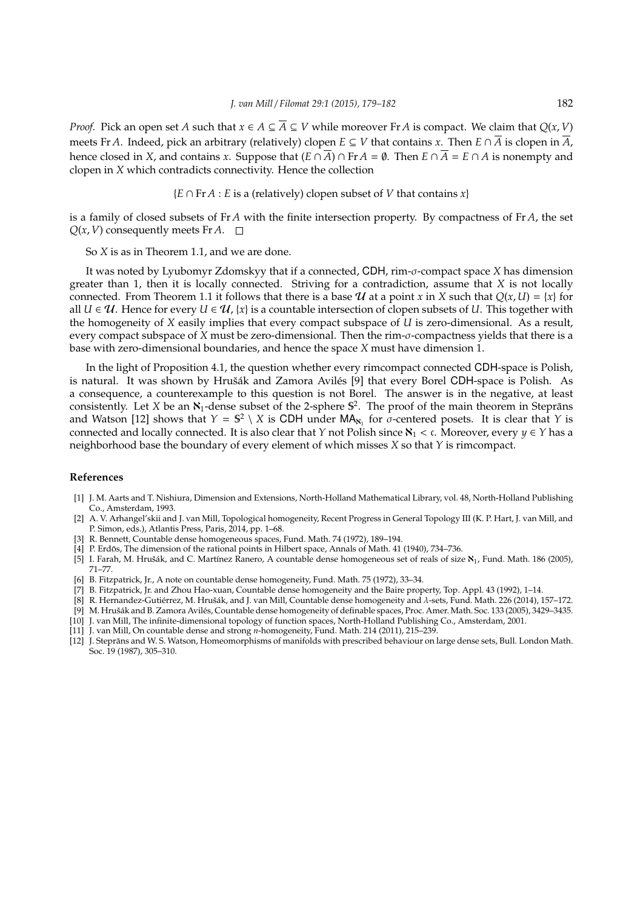*Proof.* Pick an open set $A$ such that $x \in A \subseteq \overline{A} \subseteq V$ while moreover $\operatorname{Fr} A$ is compact. We claim that $Q(x, V)$ meets $\operatorname{Fr} A$. Indeed, pick an arbitrary (relatively) clopen $E \subseteq V$ that contains $x$. Then $E \cap \overline{A}$ is clopen in $\overline{A}$, hence closed in $X$, and contains $x$. Suppose that $(E \cap \overline{A}) \cap \operatorname{Fr} A = \emptyset$. Then $E \cap \overline{A} = E \cap A$ is nonempty and clopen in $X$ which contradicts connectivity. Hence the collection

$$\{E \cap \operatorname{Fr} A : E \text{ is a (relatively) clopen subset of } V \text{ that contains } x\}$$

is a family of closed subsets of $\operatorname{Fr} A$ with the finite intersection property. By compactness of $\operatorname{Fr} A$, the set $Q(x, V)$ consequently meets $\operatorname{Fr} A$. □

So $X$ is as in Theorem 1.1, and we are done.

It was noted by Lyubomyr Zdomskyy that if a connected, CDH, rim-$\sigma$-compact space $X$ has dimension greater than 1, then it is locally connected. Striving for a contradiction, assume that $X$ is not locally connected. From Theorem 1.1 it follows that there is a base $\mathcal{U}$ at a point $x$ in $X$ such that $Q(x, U) = \{x\}$ for all $U \in \mathcal{U}$. Hence for every $U \in \mathcal{U}$, $\{x\}$ is a countable intersection of clopen subsets of $U$. This together with the homogeneity of $X$ easily implies that every compact subspace of $U$ is zero-dimensional. As a result, every compact subspace of $X$ must be zero-dimensional. Then the rim-$\sigma$-compactness yields that there is a base with zero-dimensional boundaries, and hence the space $X$ must have dimension 1.

In the light of Proposition 4.1, the question whether every rimcompact connected CDH-space is Polish, is natural. It was shown by Hrušák and Zamora Avilés [9] that every Borel CDH-space is Polish. As a consequence, a counterexample to this question is not Borel. The answer is in the negative, at least consistently. Let $X$ be an $\aleph_1$-dense subset of the 2-sphere $\mathbb{S}^2$. The proof of the main theorem in Steprāns and Watson [12] shows that $Y = \mathbb{S}^2 \setminus X$ is CDH under $\mathsf{MA}_{\aleph_1}$ for $\sigma$-centered posets. It is clear that $Y$ is connected and locally connected. It is also clear that $Y$ not Polish since $\aleph_1 < \mathfrak{c}$. Moreover, every $y \in Y$ has a neighborhood base the boundary of every element of which misses $X$ so that $Y$ is rimcompact.

## References

[1] J. M. Aarts and T. Nishiura, Dimension and Extensions, North-Holland Mathematical Library, vol. 48, North-Holland Publishing Co., Amsterdam, 1993.

[2] A. V. Arhangel'skii and J. van Mill, Topological homogeneity, Recent Progress in General Topology III (K. P. Hart, J. van Mill, and P. Simon, eds.), Atlantis Press, Paris, 2014, pp. 1–68.

[3] R. Bennett, Countable dense homogeneous spaces, Fund. Math. 74 (1972), 189–194.

[4] P. Erdős, The dimension of the rational points in Hilbert space, Annals of Math. 41 (1940), 734–736.

[5] I. Farah, M. Hrušák, and C. Martínez Ranero, A countable dense homogeneous set of reals of size $\aleph_1$, Fund. Math. 186 (2005), 71–77.

[6] B. Fitzpatrick, Jr., A note on countable dense homogeneity, Fund. Math. 75 (1972), 33–34.

[7] B. Fitzpatrick, Jr. and Zhou Hao-xuan, Countable dense homogeneity and the Baire property, Top. Appl. 43 (1992), 1–14.

[8] R. Hernandez-Gutiérrez, M. Hrušák, and J. van Mill, Countable dense homogeneity and $\lambda$-sets, Fund. Math. 226 (2014), 157–172.

[9] M. Hrušák and B. Zamora Avilés, Countable dense homogeneity of definable spaces, Proc. Amer. Math. Soc. 133 (2005), 3429–3435.

[10] J. van Mill, The infinite-dimensional topology of function spaces, North-Holland Publishing Co., Amsterdam, 2001.

[11] J. van Mill, On countable dense and strong $n$-homogeneity, Fund. Math. 214 (2011), 215–239.

[12] J. Steprāns and W. S. Watson, Homeomorphisms of manifolds with prescribed behaviour on large dense sets, Bull. London Math. Soc. 19 (1987), 305–310.